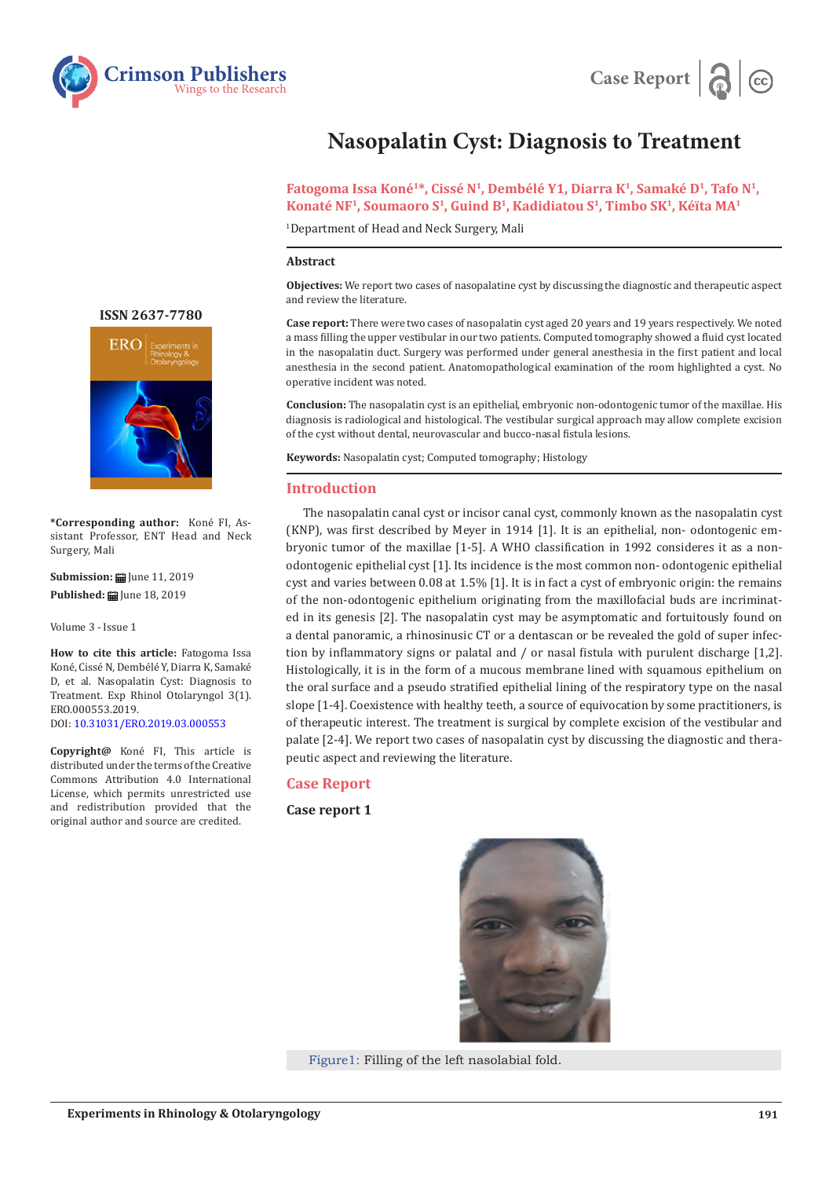# Nasopalatin Cyst: Diagnosis to Treatment

**Fatogoma Issa Koné[1]*, Cissé N[1], Dembélé Y1, Diarra K[1], Samaké D[1], Tafo N[1], Konaté NF[1], Soumaoro S[1], Guind B[1], Kadidiatou S[1], Timbo SK[1], Kéïta MA[1]**

[1]Department of Head and Neck Surgery, Mali

## Abstract

**Objectives:** We report two cases of nasopalatine cyst by discussing the diagnostic and therapeutic aspect and review the literature.

**Case report:** There were two cases of nasopalatin cyst aged 20 years and 19 years respectively. We noted a mass filling the upper vestibular in our two patients. Computed tomography showed a fluid cyst located in the nasopalatin duct. Surgery was performed under general anesthesia in the first patient and local anesthesia in the second patient. Anatomopathological examination of the room highlighted a cyst. No operative incident was noted.

**Conclusion:** The nasopalatin cyst is an epithelial, embryonic non-odontogenic tumor of the maxillae. His diagnosis is radiological and histological. The vestibular surgical approach may allow complete excision of the cyst without dental, neurovascular and bucco-nasal fistula lesions.

**Keywords:** Nasopalatin cyst; Computed tomography; Histology

ISSN 2637-7780

**\*Corresponding author:** Koné FI, Assistant Professor, ENT Head and Neck Surgery, Mali

**Submission:** June 11, 2019

**Published:** June 18, 2019

Volume 3 - Issue 1

**How to cite this article:** Fatogoma Issa Koné, Cissé N, Dembélé Y, Diarra K, Samaké D, et al. Nasopalatin Cyst: Diagnosis to Treatment. Exp Rhinol Otolaryngol 3(1). ERO.000553.2019.
DOI: 10.31031/ERO.2019.03.000553

**Copyright@** Koné FI, This article is distributed under the terms of the Creative Commons Attribution 4.0 International License, which permits unrestricted use and redistribution provided that the original author and source are credited.

## Introduction

The nasopalatin canal cyst or incisor canal cyst, commonly known as the nasopalatin cyst (KNP), was first described by Meyer in 1914 [1]. It is an epithelial, non- odontogenic embryonic tumor of the maxillae [1-5]. A WHO classification in 1992 consideres it as a non-odontogenic epithelial cyst [1]. Its incidence is the most common non- odontogenic epithelial cyst and varies between 0.08 at 1.5% [1]. It is in fact a cyst of embryonic origin: the remains of the non-odontogenic epithelium originating from the maxillofacial buds are incriminated in its genesis [2]. The nasopalatin cyst may be asymptomatic and fortuitously found on a dental panoramic, a rhinosinusic CT or a dentascan or be revealed the gold of super infection by inflammatory signs or palatal and / or nasal fistula with purulent discharge [1,2]. Histologically, it is in the form of a mucous membrane lined with squamous epithelium on the oral surface and a pseudo stratified epithelial lining of the respiratory type on the nasal slope [1-4]. Coexistence with healthy teeth, a source of equivocation by some practitioners, is of therapeutic interest. The treatment is surgical by complete excision of the vestibular and palate [2-4]. We report two cases of nasopalatin cyst by discussing the diagnostic and therapeutic aspect and reviewing the literature.

## Case Report

### Case report 1

Figure1: Filling of the left nasolabial fold.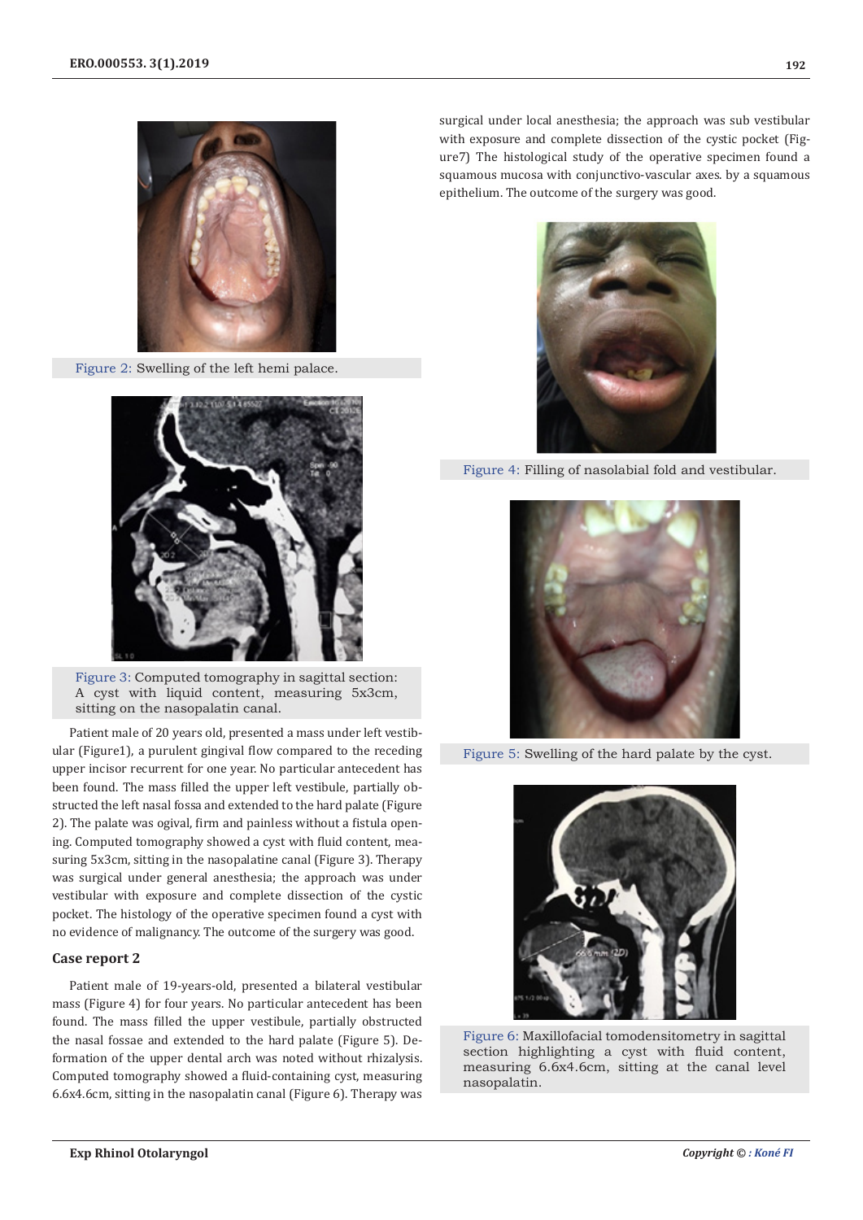Figure 2: Swelling of the left hemi palace.

Figure 3: Computed tomography in sagittal section: A cyst with liquid content, measuring 5x3cm, sitting on the nasopalatin canal.

Patient male of 20 years old, presented a mass under left vestibular (Figure1), a purulent gingival flow compared to the receding upper incisor recurrent for one year. No particular antecedent has been found. The mass filled the upper left vestibule, partially obstructed the left nasal fossa and extended to the hard palate (Figure 2). The palate was ogival, firm and painless without a fistula opening. Computed tomography showed a cyst with fluid content, measuring 5x3cm, sitting in the nasopalatine canal (Figure 3). Therapy was surgical under general anesthesia; the approach was under vestibular with exposure and complete dissection of the cystic pocket. The histology of the operative specimen found a cyst with no evidence of malignancy. The outcome of the surgery was good.

### Case report 2

Patient male of 19-years-old, presented a bilateral vestibular mass (Figure 4) for four years. No particular antecedent has been found. The mass filled the upper vestibule, partially obstructed the nasal fossae and extended to the hard palate (Figure 5). Deformation of the upper dental arch was noted without rhizalysis. Computed tomography showed a fluid-containing cyst, measuring 6.6x4.6cm, sitting in the nasopalatin canal (Figure 6). Therapy was surgical under local anesthesia; the approach was sub vestibular with exposure and complete dissection of the cystic pocket (Figure7) The histological study of the operative specimen found a squamous mucosa with conjunctivo-vascular axes. by a squamous epithelium. The outcome of the surgery was good.

Figure 4: Filling of nasolabial fold and vestibular.

Figure 5: Swelling of the hard palate by the cyst.

Figure 6: Maxillofacial tomodensitometry in sagittal section highlighting a cyst with fluid content, measuring 6.6x4.6cm, sitting at the canal level nasopalatin.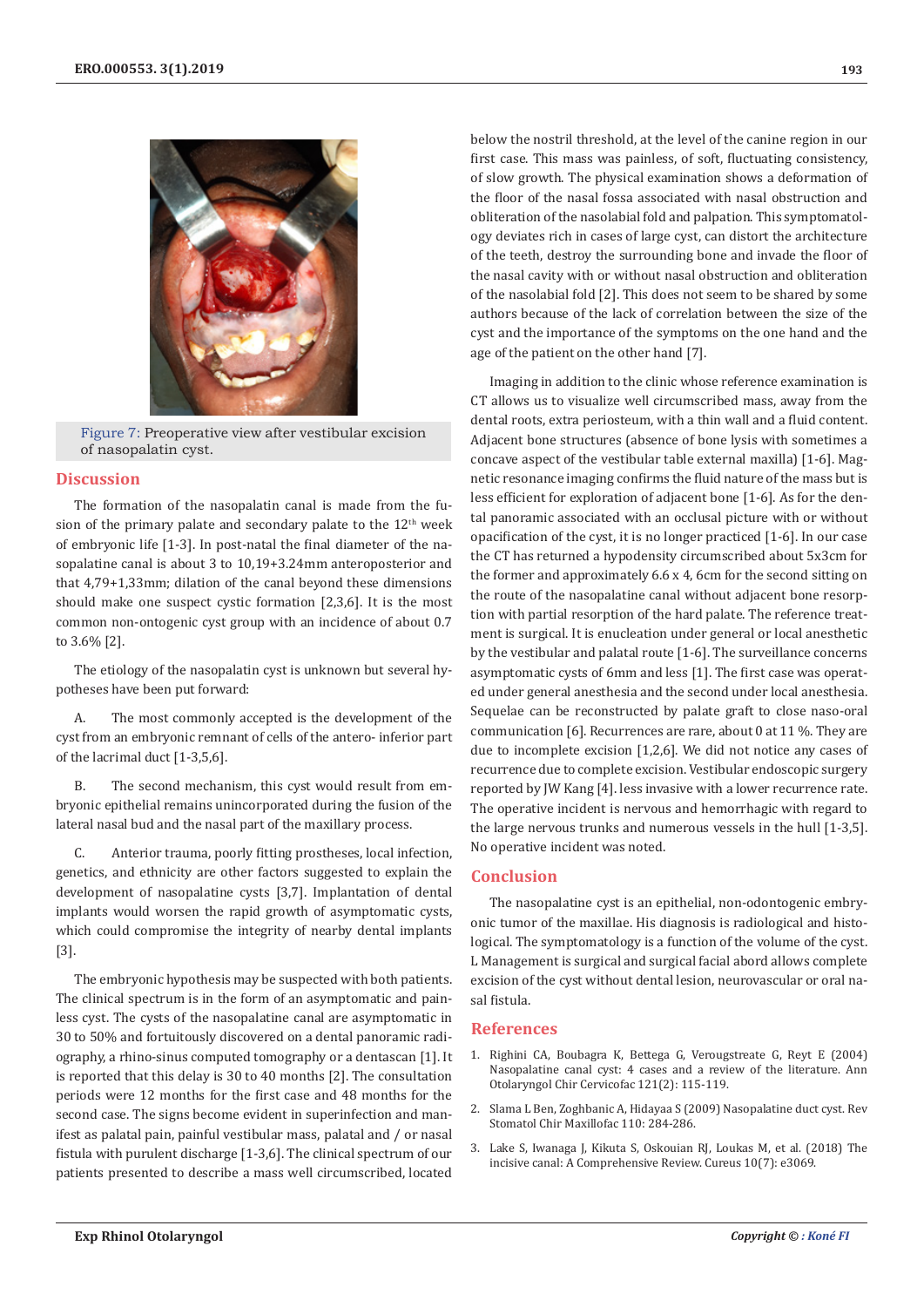Figure 7: Preoperative view after vestibular excision of nasopalatin cyst.

## Discussion

The formation of the nasopalatin canal is made from the fusion of the primary palate and secondary palate to the 12th week of embryonic life [1-3]. In post-natal the final diameter of the nasopalatine canal is about 3 to 10,19+3.24mm anteroposterior and that 4,79+1,33mm; dilation of the canal beyond these dimensions should make one suspect cystic formation [2,3,6]. It is the most common non-ontogenic cyst group with an incidence of about 0.7 to 3.6% [2].

The etiology of the nasopalatin cyst is unknown but several hypotheses have been put forward:

A. The most commonly accepted is the development of the cyst from an embryonic remnant of cells of the antero- inferior part of the lacrimal duct [1-3,5,6].

B. The second mechanism, this cyst would result from embryonic epithelial remains unincorporated during the fusion of the lateral nasal bud and the nasal part of the maxillary process.

C. Anterior trauma, poorly fitting prostheses, local infection, genetics, and ethnicity are other factors suggested to explain the development of nasopalatine cysts [3,7]. Implantation of dental implants would worsen the rapid growth of asymptomatic cysts, which could compromise the integrity of nearby dental implants [3].

The embryonic hypothesis may be suspected with both patients. The clinical spectrum is in the form of an asymptomatic and painless cyst. The cysts of the nasopalatine canal are asymptomatic in 30 to 50% and fortuitously discovered on a dental panoramic radiography, a rhino-sinus computed tomography or a dentascan [1]. It is reported that this delay is 30 to 40 months [2]. The consultation periods were 12 months for the first case and 48 months for the second case. The signs become evident in superinfection and manifest as palatal pain, painful vestibular mass, palatal and / or nasal fistula with purulent discharge [1-3,6]. The clinical spectrum of our patients presented to describe a mass well circumscribed, located below the nostril threshold, at the level of the canine region in our first case. This mass was painless, of soft, fluctuating consistency, of slow growth. The physical examination shows a deformation of the floor of the nasal fossa associated with nasal obstruction and obliteration of the nasolabial fold and palpation. This symptomatology deviates rich in cases of large cyst, can distort the architecture of the teeth, destroy the surrounding bone and invade the floor of the nasal cavity with or without nasal obstruction and obliteration of the nasolabial fold [2]. This does not seem to be shared by some authors because of the lack of correlation between the size of the cyst and the importance of the symptoms on the one hand and the age of the patient on the other hand [7].

Imaging in addition to the clinic whose reference examination is CT allows us to visualize well circumscribed mass, away from the dental roots, extra periosteum, with a thin wall and a fluid content. Adjacent bone structures (absence of bone lysis with sometimes a concave aspect of the vestibular table external maxilla) [1-6]. Magnetic resonance imaging confirms the fluid nature of the mass but is less efficient for exploration of adjacent bone [1-6]. As for the dental panoramic associated with an occlusal picture with or without opacification of the cyst, it is no longer practiced [1-6]. In our case the CT has returned a hypodensity circumscribed about 5x3cm for the former and approximately 6.6 x 4, 6cm for the second sitting on the route of the nasopalatine canal without adjacent bone resorption with partial resorption of the hard palate. The reference treatment is surgical. It is enucleation under general or local anesthetic by the vestibular and palatal route [1-6]. The surveillance concerns asymptomatic cysts of 6mm and less [1]. The first case was operated under general anesthesia and the second under local anesthesia. Sequelae can be reconstructed by palate graft to close naso-oral communication [6]. Recurrences are rare, about 0 at 11 %. They are due to incomplete excision [1,2,6]. We did not notice any cases of recurrence due to complete excision. Vestibular endoscopic surgery reported by JW Kang [4]. less invasive with a lower recurrence rate. The operative incident is nervous and hemorrhagic with regard to the large nervous trunks and numerous vessels in the hull [1-3,5]. No operative incident was noted.

## Conclusion

The nasopalatine cyst is an epithelial, non-odontogenic embryonic tumor of the maxillae. His diagnosis is radiological and histological. The symptomatology is a function of the volume of the cyst. L Management is surgical and surgical facial abord allows complete excision of the cyst without dental lesion, neurovascular or oral nasal fistula.

## References

1. Righini CA, Boubagra K, Bettega G, Verougstreate G, Reyt E (2004) Nasopalatine canal cyst: 4 cases and a review of the literature. Ann Otolaryngol Chir Cervicofac 121(2): 115-119.
2. Slama L Ben, Zoghbanic A, Hidayaa S (2009) Nasopalatine duct cyst. Rev Stomatol Chir Maxillofac 110: 284-286.
3. Lake S, Iwanaga J, Kikuta S, Oskouian RJ, Loukas M, et al. (2018) The incisive canal: A Comprehensive Review. Cureus 10(7): e3069.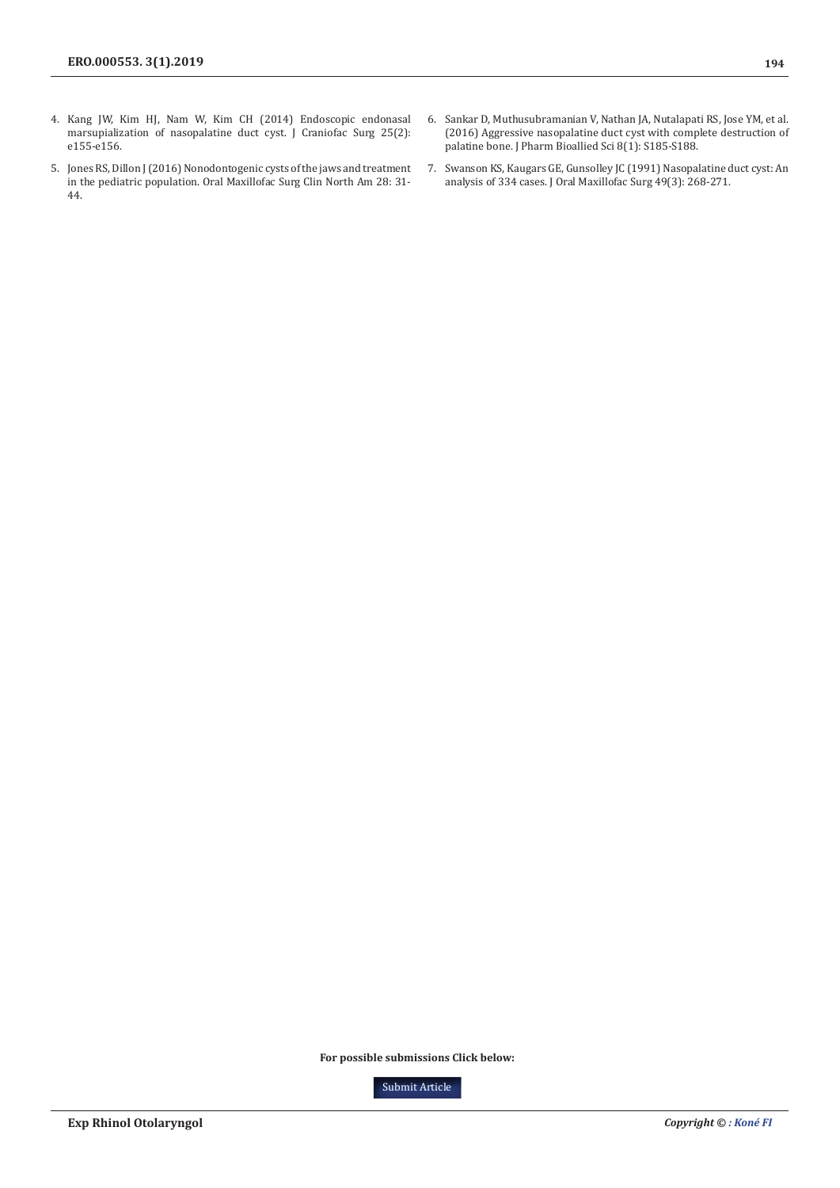4. Kang JW, Kim HJ, Nam W, Kim CH (2014) Endoscopic endonasal marsupialization of nasopalatine duct cyst. J Craniofac Surg 25(2): e155-e156.
5. Jones RS, Dillon J (2016) Nonodontogenic cysts of the jaws and treatment in the pediatric population. Oral Maxillofac Surg Clin North Am 28: 31-44.
6. Sankar D, Muthusubramanian V, Nathan JA, Nutalapati RS, Jose YM, et al. (2016) Aggressive nasopalatine duct cyst with complete destruction of palatine bone. J Pharm Bioallied Sci 8(1): S185-S188.
7. Swanson KS, Kaugars GE, Gunsolley JC (1991) Nasopalatine duct cyst: An analysis of 334 cases. J Oral Maxillofac Surg 49(3): 268-271.

**For possible submissions Click below:**

Submit Article